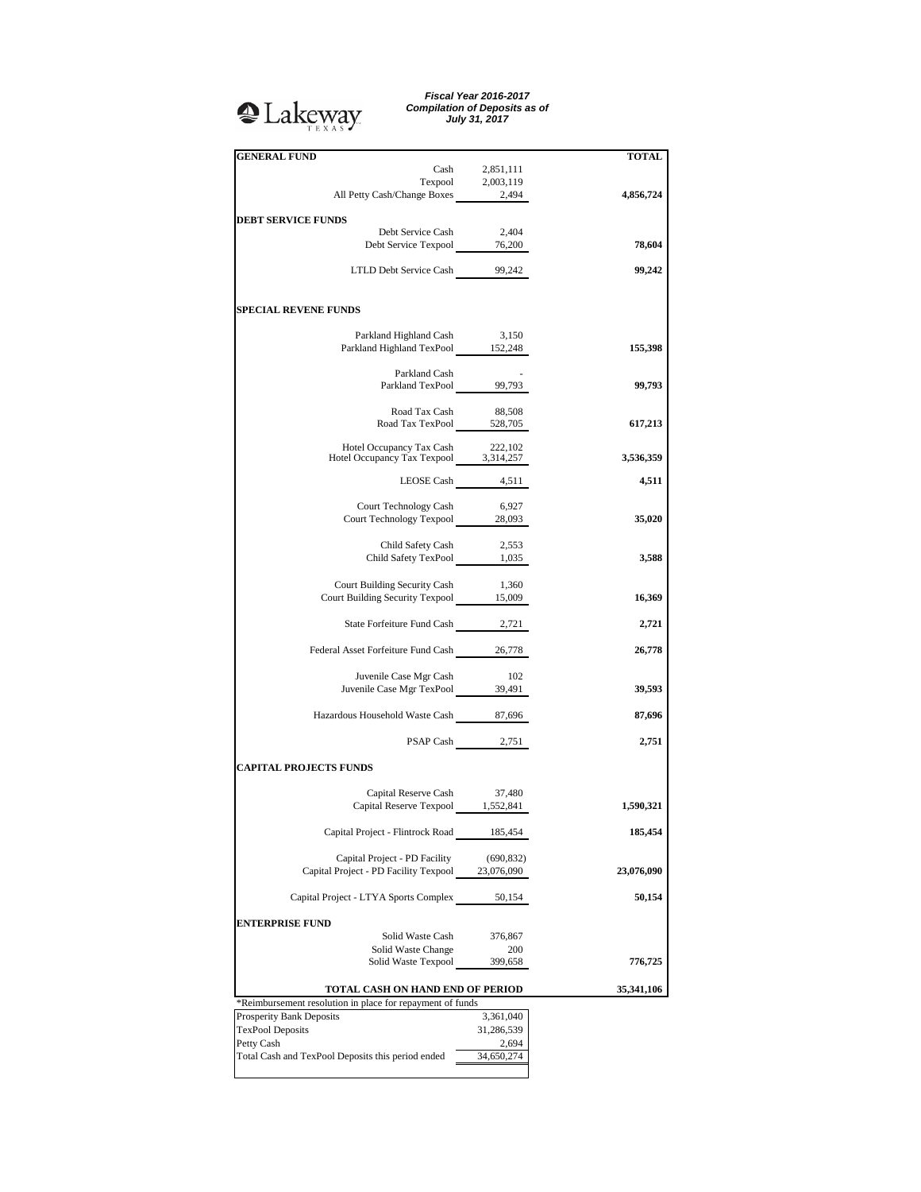Lakeway TEXAS

***Fiscal Year 2016-2017***
***Compilation of Deposits as of***
***July 31, 2017***

| **GENERAL FUND** | | **TOTAL** |
|---|---|---|
| Cash | 2,851,111 | |
| Texpool | 2,003,119 | |
| All Petty Cash/Change Boxes | 2,494 | **4,856,724** |
| **DEBT SERVICE FUNDS** | | |
| Debt Service Cash | 2,404 | |
| Debt Service Texpool | 76,200 | **78,604** |
| LTLD Debt Service Cash | 99,242 | **99,242** |
| **SPECIAL REVENE FUNDS** | | |
| Parkland Highland Cash | 3,150 | |
| Parkland Highland TexPool | 152,248 | **155,398** |
| Parkland Cash | - | |
| Parkland TexPool | 99,793 | **99,793** |
| Road Tax Cash | 88,508 | |
| Road Tax TexPool | 528,705 | **617,213** |
| Hotel Occupancy Tax Cash | 222,102 | |
| Hotel Occupancy Tax Texpool | 3,314,257 | **3,536,359** |
| LEOSE Cash | 4,511 | **4,511** |
| Court Technology Cash | 6,927 | |
| Court Technology Texpool | 28,093 | **35,020** |
| Child Safety Cash | 2,553 | |
| Child Safety TexPool | 1,035 | **3,588** |
| Court Building Security Cash | 1,360 | |
| Court Building Security Texpool | 15,009 | **16,369** |
| State Forfeiture Fund Cash | 2,721 | **2,721** |
| Federal Asset Forfeiture Fund Cash | 26,778 | **26,778** |
| Juvenile Case Mgr Cash | 102 | |
| Juvenile Case Mgr TexPool | 39,491 | **39,593** |
| Hazardous Household Waste Cash | 87,696 | **87,696** |
| PSAP Cash | 2,751 | **2,751** |
| **CAPITAL PROJECTS FUNDS** | | |
| Capital Reserve Cash | 37,480 | |
| Capital Reserve Texpool | 1,552,841 | **1,590,321** |
| Capital Project - Flintrock Road | 185,454 | **185,454** |
| Capital Project - PD Facility | (690,832) | |
| Capital Project - PD Facility Texpool | 23,076,090 | **23,076,090** |
| Capital Project - LTYA Sports Complex | 50,154 | **50,154** |
| **ENTERPRISE FUND** | | |
| Solid Waste Cash | 376,867 | |
| Solid Waste Change | 200 | |
| Solid Waste Texpool | 399,658 | **776,725** |
| **TOTAL CASH ON HAND END OF PERIOD** | | **35,341,106** |

*Reimbursement resolution in place for repayment of funds

| | |
|---|---|
| Prosperity Bank Deposits | 3,361,040 |
| TexPool Deposits | 31,286,539 |
| Petty Cash | 2,694 |
| Total Cash and TexPool Deposits this period ended | 34,650,274 |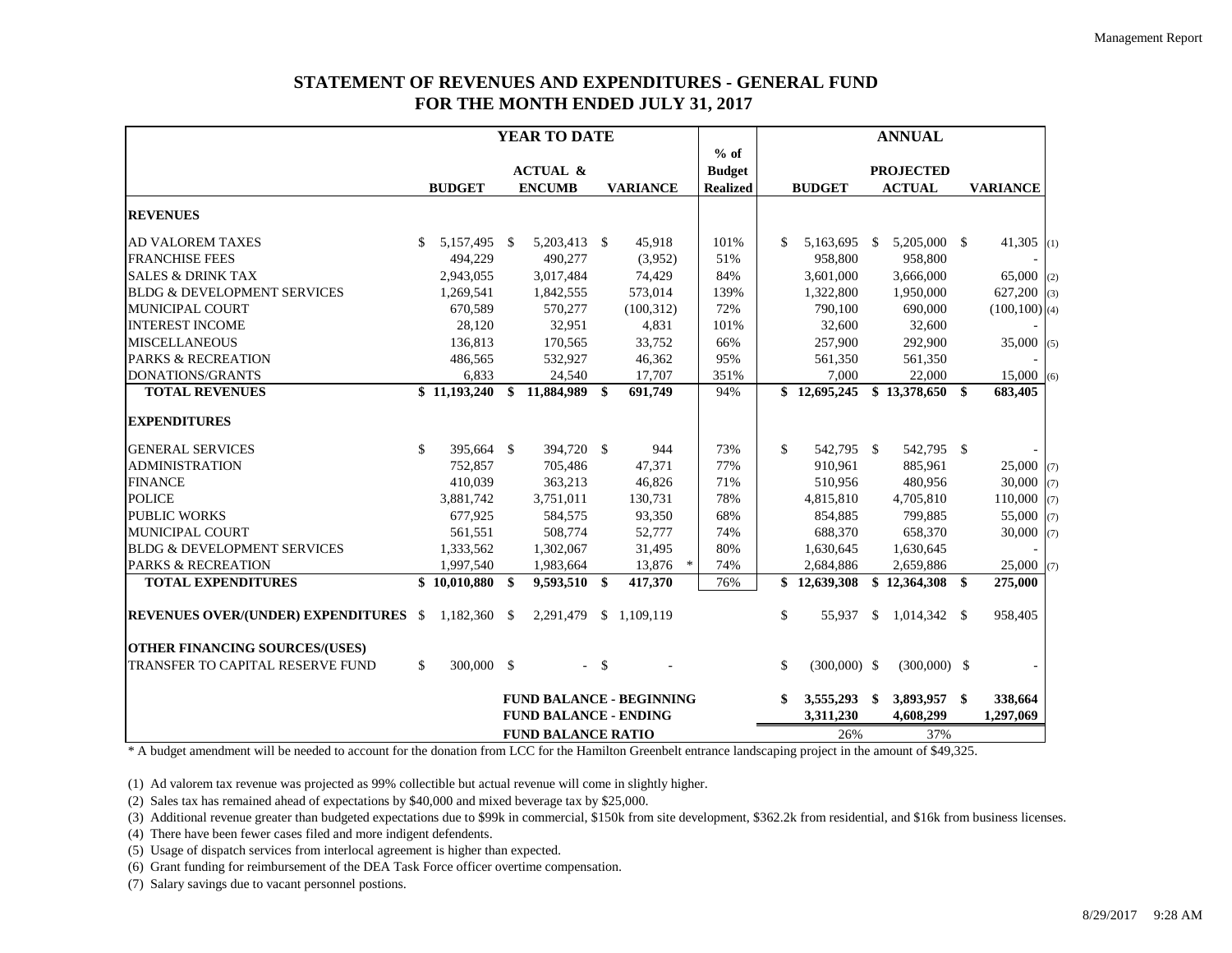# STATEMENT OF REVENUES AND EXPENDITURES - GENERAL FUND
## FOR THE MONTH ENDED JULY 31, 2017

| | YEAR TO DATE | | | % of | ANNUAL | | | |
|---|---|---|---|---|---|---|---|---|
| | BUDGET | ACTUAL & ENCUMB | VARIANCE | Budget Realized | BUDGET | PROJECTED ACTUAL | VARIANCE | |
| **REVENUES** | | | | | | | | |
| AD VALOREM TAXES | $ 5,157,495 | $ 5,203,413 | $ 45,918 | 101% | $ 5,163,695 | $ 5,205,000 | $ 41,305 | (1) |
| FRANCHISE FEES | 494,229 | 490,277 | (3,952) | 51% | 958,800 | 958,800 | - | |
| SALES & DRINK TAX | 2,943,055 | 3,017,484 | 74,429 | 84% | 3,601,000 | 3,666,000 | 65,000 | (2) |
| BLDG & DEVELOPMENT SERVICES | 1,269,541 | 1,842,555 | 573,014 | 139% | 1,322,800 | 1,950,000 | 627,200 | (3) |
| MUNICIPAL COURT | 670,589 | 570,277 | (100,312) | 72% | 790,100 | 690,000 | (100,100) | (4) |
| INTEREST INCOME | 28,120 | 32,951 | 4,831 | 101% | 32,600 | 32,600 | - | |
| MISCELLANEOUS | 136,813 | 170,565 | 33,752 | 66% | 257,900 | 292,900 | 35,000 | (5) |
| PARKS & RECREATION | 486,565 | 532,927 | 46,362 | 95% | 561,350 | 561,350 | - | |
| DONATIONS/GRANTS | 6,833 | 24,540 | 17,707 | 351% | 7,000 | 22,000 | 15,000 | (6) |
| **TOTAL REVENUES** | **$ 11,193,240** | **$ 11,884,989** | **$ 691,749** | 94% | **$ 12,695,245** | **$ 13,378,650** | **$ 683,405** | |
| **EXPENDITURES** | | | | | | | | |
| GENERAL SERVICES | $ 395,664 | $ 394,720 | $ 944 | 73% | $ 542,795 | $ 542,795 | $ - | |
| ADMINISTRATION | 752,857 | 705,486 | 47,371 | 77% | 910,961 | 885,961 | 25,000 | (7) |
| FINANCE | 410,039 | 363,213 | 46,826 | 71% | 510,956 | 480,956 | 30,000 | (7) |
| POLICE | 3,881,742 | 3,751,011 | 130,731 | 78% | 4,815,810 | 4,705,810 | 110,000 | (7) |
| PUBLIC WORKS | 677,925 | 584,575 | 93,350 | 68% | 854,885 | 799,885 | 55,000 | (7) |
| MUNICIPAL COURT | 561,551 | 508,774 | 52,777 | 74% | 688,370 | 658,370 | 30,000 | (7) |
| BLDG & DEVELOPMENT SERVICES | 1,333,562 | 1,302,067 | 31,495 | 80% | 1,630,645 | 1,630,645 | - | |
| PARKS & RECREATION | 1,997,540 | 1,983,664 | 13,876 * | 74% | 2,684,886 | 2,659,886 | 25,000 | (7) |
| **TOTAL EXPENDITURES** | **$ 10,010,880** | **$ 9,593,510** | **$ 417,370** | 76% | **$ 12,639,308** | **$ 12,364,308** | **$ 275,000** | |
| **REVENUES OVER/(UNDER) EXPENDITURES** | $ 1,182,360 | $ 2,291,479 | $ 1,109,119 | | $ 55,937 | $ 1,014,342 | $ 958,405 | |
| **OTHER FINANCING SOURCES/(USES)** | | | | | | | | |
| TRANSFER TO CAPITAL RESERVE FUND | $ 300,000 | $ - | $ - | | $ (300,000) | $ (300,000) | $ - | |
| | | **FUND BALANCE - BEGINNING** | | | **$ 3,555,293** | **$ 3,893,957** | **$ 338,664** | |
| | | **FUND BALANCE - ENDING** | | | **3,311,230** | **4,608,299** | **1,297,069** | |
| | | **FUND BALANCE RATIO** | | | 26% | 37% | | |

\* A budget amendment will be needed to account for the donation from LCC for the Hamilton Greenbelt entrance landscaping project in the amount of $49,325.

(1) Ad valorem tax revenue was projected as 99% collectible but actual revenue will come in slightly higher.

(2) Sales tax has remained ahead of expectations by $40,000 and mixed beverage tax by $25,000.

(3) Additional revenue greater than budgeted expectations due to $99k in commercial, $150k from site development, $362.2k from residential, and $16k from business licenses.

(4) There have been fewer cases filed and more indigent defendents.

(5) Usage of dispatch services from interlocal agreement is higher than expected.

(6) Grant funding for reimbursement of the DEA Task Force officer overtime compensation.

(7) Salary savings due to vacant personnel postions.